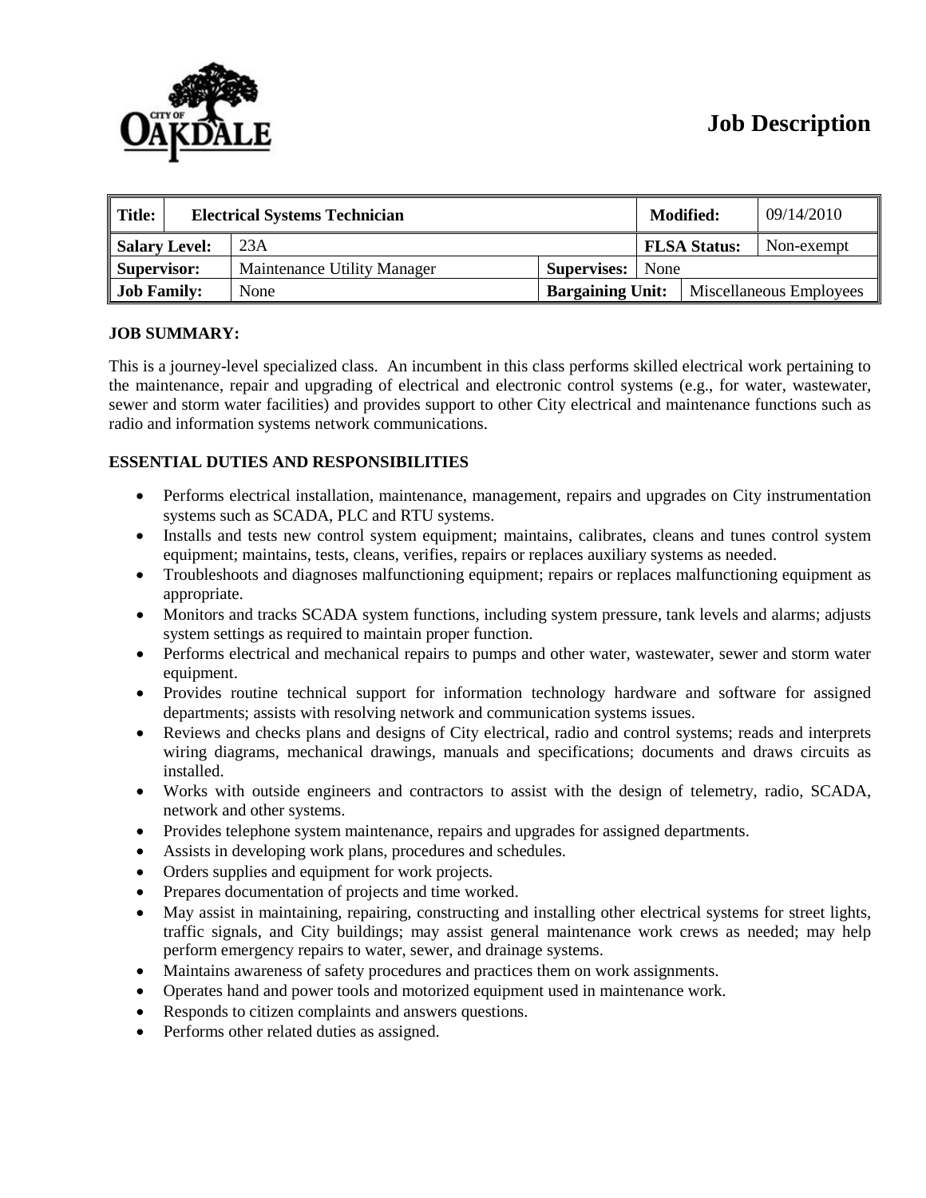# Job Description

| Title: | Electrical Systems Technician | | | Modified: | 09/14/2010 |
|---|---|---|---|---|---|
| Salary Level: | 23A | | | FLSA Status: | Non-exempt |
| Supervisor: | Maintenance Utility Manager | Supervises: | None | | |
| Job Family: | None | Bargaining Unit: | Miscellaneous Employees | | |

**JOB SUMMARY:**

This is a journey-level specialized class. An incumbent in this class performs skilled electrical work pertaining to the maintenance, repair and upgrading of electrical and electronic control systems (e.g., for water, wastewater, sewer and storm water facilities) and provides support to other City electrical and maintenance functions such as radio and information systems network communications.

**ESSENTIAL DUTIES AND RESPONSIBILITIES**

- Performs electrical installation, maintenance, management, repairs and upgrades on City instrumentation systems such as SCADA, PLC and RTU systems.
- Installs and tests new control system equipment; maintains, calibrates, cleans and tunes control system equipment; maintains, tests, cleans, verifies, repairs or replaces auxiliary systems as needed.
- Troubleshoots and diagnoses malfunctioning equipment; repairs or replaces malfunctioning equipment as appropriate.
- Monitors and tracks SCADA system functions, including system pressure, tank levels and alarms; adjusts system settings as required to maintain proper function.
- Performs electrical and mechanical repairs to pumps and other water, wastewater, sewer and storm water equipment.
- Provides routine technical support for information technology hardware and software for assigned departments; assists with resolving network and communication systems issues.
- Reviews and checks plans and designs of City electrical, radio and control systems; reads and interprets wiring diagrams, mechanical drawings, manuals and specifications; documents and draws circuits as installed.
- Works with outside engineers and contractors to assist with the design of telemetry, radio, SCADA, network and other systems.
- Provides telephone system maintenance, repairs and upgrades for assigned departments.
- Assists in developing work plans, procedures and schedules.
- Orders supplies and equipment for work projects.
- Prepares documentation of projects and time worked.
- May assist in maintaining, repairing, constructing and installing other electrical systems for street lights, traffic signals, and City buildings; may assist general maintenance work crews as needed; may help perform emergency repairs to water, sewer, and drainage systems.
- Maintains awareness of safety procedures and practices them on work assignments.
- Operates hand and power tools and motorized equipment used in maintenance work.
- Responds to citizen complaints and answers questions.
- Performs other related duties as assigned.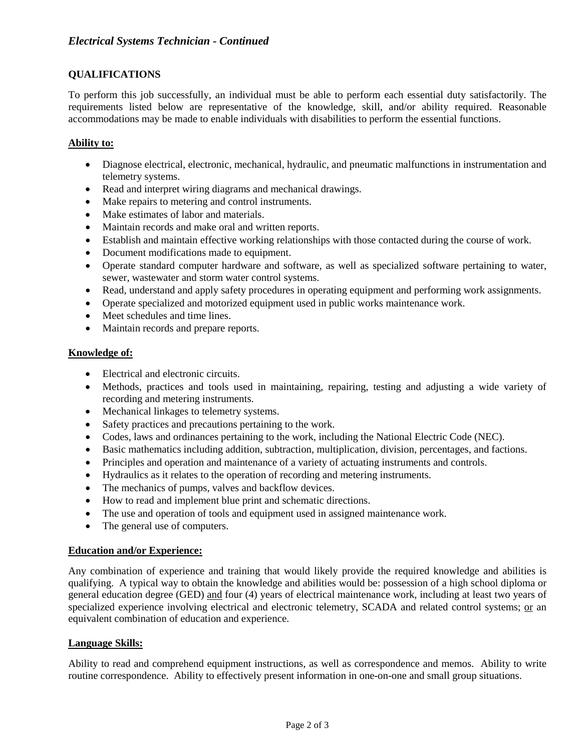*Electrical Systems Technician - Continued*

**QUALIFICATIONS**

To perform this job successfully, an individual must be able to perform each essential duty satisfactorily. The requirements listed below are representative of the knowledge, skill, and/or ability required. Reasonable accommodations may be made to enable individuals with disabilities to perform the essential functions.

**Ability to:**

- Diagnose electrical, electronic, mechanical, hydraulic, and pneumatic malfunctions in instrumentation and telemetry systems.
- Read and interpret wiring diagrams and mechanical drawings.
- Make repairs to metering and control instruments.
- Make estimates of labor and materials.
- Maintain records and make oral and written reports.
- Establish and maintain effective working relationships with those contacted during the course of work.
- Document modifications made to equipment.
- Operate standard computer hardware and software, as well as specialized software pertaining to water, sewer, wastewater and storm water control systems.
- Read, understand and apply safety procedures in operating equipment and performing work assignments.
- Operate specialized and motorized equipment used in public works maintenance work.
- Meet schedules and time lines.
- Maintain records and prepare reports.

**Knowledge of:**

- Electrical and electronic circuits.
- Methods, practices and tools used in maintaining, repairing, testing and adjusting a wide variety of recording and metering instruments.
- Mechanical linkages to telemetry systems.
- Safety practices and precautions pertaining to the work.
- Codes, laws and ordinances pertaining to the work, including the National Electric Code (NEC).
- Basic mathematics including addition, subtraction, multiplication, division, percentages, and factions.
- Principles and operation and maintenance of a variety of actuating instruments and controls.
- Hydraulics as it relates to the operation of recording and metering instruments.
- The mechanics of pumps, valves and backflow devices.
- How to read and implement blue print and schematic directions.
- The use and operation of tools and equipment used in assigned maintenance work.
- The general use of computers.

**Education and/or Experience:**

Any combination of experience and training that would likely provide the required knowledge and abilities is qualifying. A typical way to obtain the knowledge and abilities would be: possession of a high school diploma or general education degree (GED) and four (4) years of electrical maintenance work, including at least two years of specialized experience involving electrical and electronic telemetry, SCADA and related control systems; or an equivalent combination of education and experience.

**Language Skills:**

Ability to read and comprehend equipment instructions, as well as correspondence and memos. Ability to write routine correspondence. Ability to effectively present information in one-on-one and small group situations.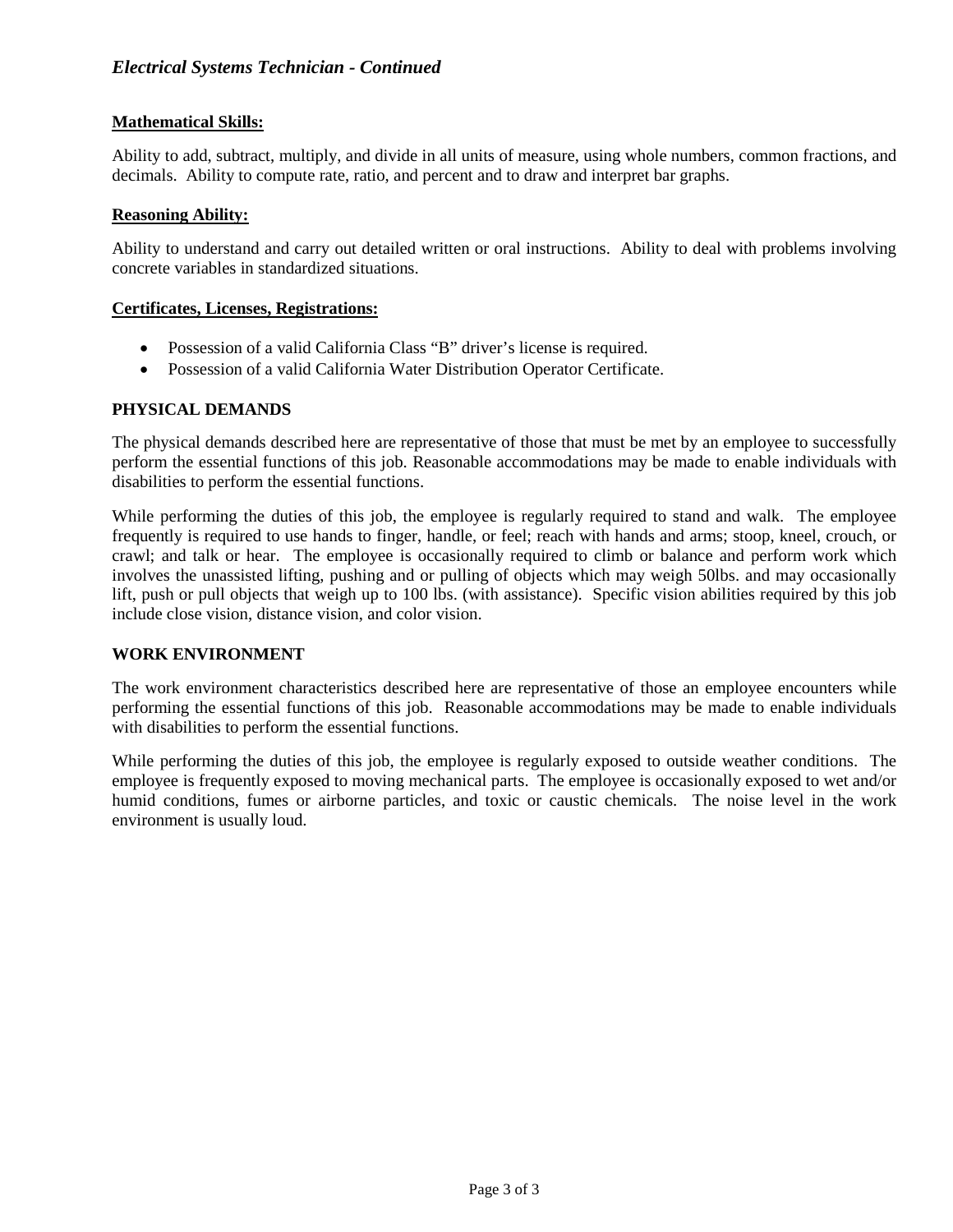**Mathematical Skills:**

Ability to add, subtract, multiply, and divide in all units of measure, using whole numbers, common fractions, and decimals. Ability to compute rate, ratio, and percent and to draw and interpret bar graphs.

**Reasoning Ability:**

Ability to understand and carry out detailed written or oral instructions. Ability to deal with problems involving concrete variables in standardized situations.

**Certificates, Licenses, Registrations:**

- Possession of a valid California Class "B" driver's license is required.
- Possession of a valid California Water Distribution Operator Certificate.

## PHYSICAL DEMANDS

The physical demands described here are representative of those that must be met by an employee to successfully perform the essential functions of this job. Reasonable accommodations may be made to enable individuals with disabilities to perform the essential functions.

While performing the duties of this job, the employee is regularly required to stand and walk. The employee frequently is required to use hands to finger, handle, or feel; reach with hands and arms; stoop, kneel, crouch, or crawl; and talk or hear. The employee is occasionally required to climb or balance and perform work which involves the unassisted lifting, pushing and or pulling of objects which may weigh 50lbs. and may occasionally lift, push or pull objects that weigh up to 100 lbs. (with assistance). Specific vision abilities required by this job include close vision, distance vision, and color vision.

## WORK ENVIRONMENT

The work environment characteristics described here are representative of those an employee encounters while performing the essential functions of this job. Reasonable accommodations may be made to enable individuals with disabilities to perform the essential functions.

While performing the duties of this job, the employee is regularly exposed to outside weather conditions. The employee is frequently exposed to moving mechanical parts. The employee is occasionally exposed to wet and/or humid conditions, fumes or airborne particles, and toxic or caustic chemicals. The noise level in the work environment is usually loud.